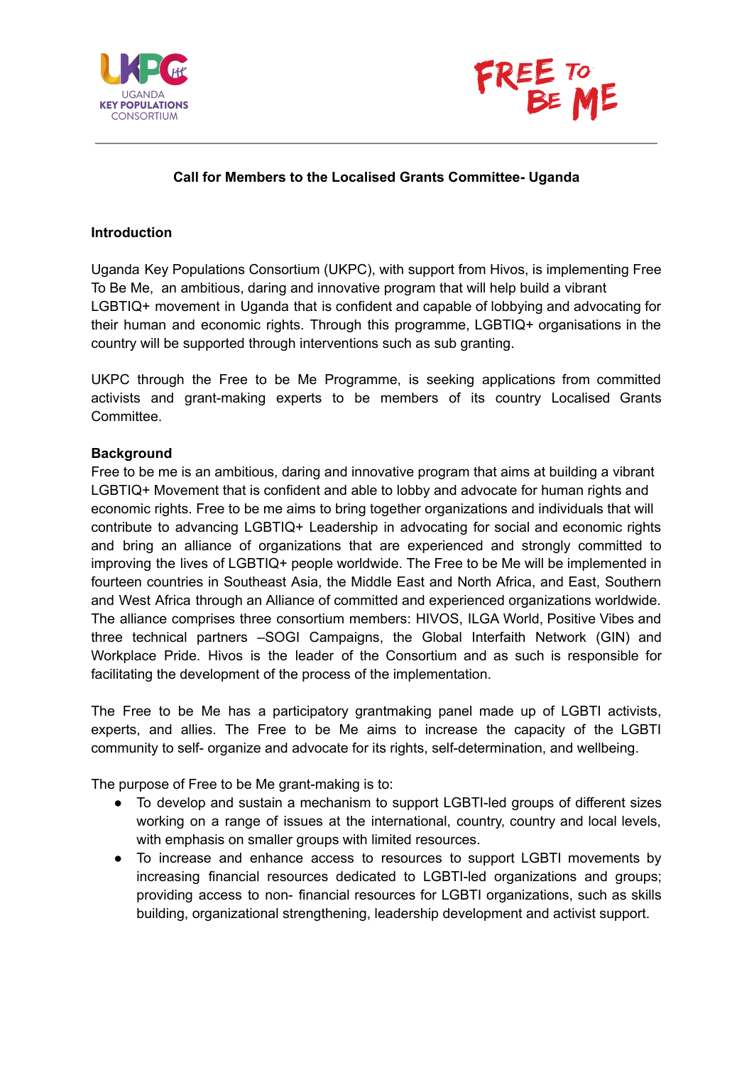# Call for Members to the Localised Grants Committee- Uganda

## Introduction

Uganda Key Populations Consortium (UKPC), with support from Hivos, is implementing Free To Be Me, an ambitious, daring and innovative program that will help build a vibrant LGBTIQ+ movement in Uganda that is confident and capable of lobbying and advocating for their human and economic rights. Through this programme, LGBTIQ+ organisations in the country will be supported through interventions such as sub granting.

UKPC through the Free to be Me Programme, is seeking applications from committed activists and grant-making experts to be members of its country Localised Grants Committee.

## Background

Free to be me is an ambitious, daring and innovative program that aims at building a vibrant LGBTIQ+ Movement that is confident and able to lobby and advocate for human rights and economic rights. Free to be me aims to bring together organizations and individuals that will contribute to advancing LGBTIQ+ Leadership in advocating for social and economic rights and bring an alliance of organizations that are experienced and strongly committed to improving the lives of LGBTIQ+ people worldwide. The Free to be Me will be implemented in fourteen countries in Southeast Asia, the Middle East and North Africa, and East, Southern and West Africa through an Alliance of committed and experienced organizations worldwide. The alliance comprises three consortium members: HIVOS, ILGA World, Positive Vibes and three technical partners –SOGI Campaigns, the Global Interfaith Network (GIN) and Workplace Pride. Hivos is the leader of the Consortium and as such is responsible for facilitating the development of the process of the implementation.

The Free to be Me has a participatory grantmaking panel made up of LGBTI activists, experts, and allies. The Free to be Me aims to increase the capacity of the LGBTI community to self- organize and advocate for its rights, self-determination, and wellbeing.

The purpose of Free to be Me grant-making is to:

- To develop and sustain a mechanism to support LGBTI-led groups of different sizes working on a range of issues at the international, country, country and local levels, with emphasis on smaller groups with limited resources.
- To increase and enhance access to resources to support LGBTI movements by increasing financial resources dedicated to LGBTI-led organizations and groups; providing access to non- financial resources for LGBTI organizations, such as skills building, organizational strengthening, leadership development and activist support.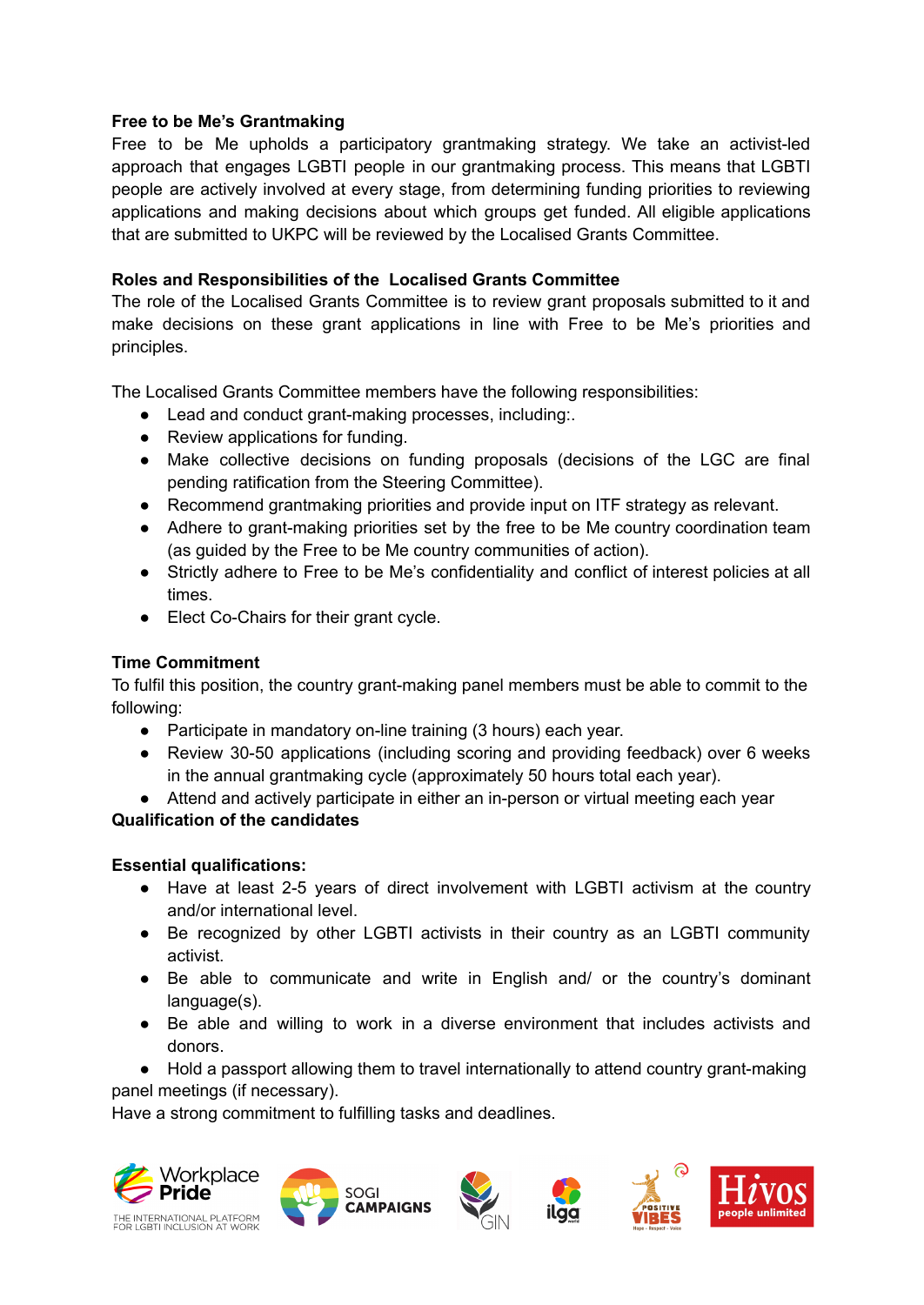**Free to be Me's Grantmaking**

Free to be Me upholds a participatory grantmaking strategy. We take an activist-led approach that engages LGBTI people in our grantmaking process. This means that LGBTI people are actively involved at every stage, from determining funding priorities to reviewing applications and making decisions about which groups get funded. All eligible applications that are submitted to UKPC will be reviewed by the Localised Grants Committee.

**Roles and Responsibilities of the Localised Grants Committee**

The role of the Localised Grants Committee is to review grant proposals submitted to it and make decisions on these grant applications in line with Free to be Me's priorities and principles.

The Localised Grants Committee members have the following responsibilities:

- Lead and conduct grant-making processes, including:.
- Review applications for funding.
- Make collective decisions on funding proposals (decisions of the LGC are final pending ratification from the Steering Committee).
- Recommend grantmaking priorities and provide input on ITF strategy as relevant.
- Adhere to grant-making priorities set by the free to be Me country coordination team (as guided by the Free to be Me country communities of action).
- Strictly adhere to Free to be Me's confidentiality and conflict of interest policies at all times.
- Elect Co-Chairs for their grant cycle.

**Time Commitment**

To fulfil this position, the country grant-making panel members must be able to commit to the following:

- Participate in mandatory on-line training (3 hours) each year.
- Review 30-50 applications (including scoring and providing feedback) over 6 weeks in the annual grantmaking cycle (approximately 50 hours total each year).
- Attend and actively participate in either an in-person or virtual meeting each year

**Qualification of the candidates**

**Essential qualifications:**

- Have at least 2-5 years of direct involvement with LGBTI activism at the country and/or international level.
- Be recognized by other LGBTI activists in their country as an LGBTI community activist.
- Be able to communicate and write in English and/ or the country's dominant language(s).
- Be able and willing to work in a diverse environment that includes activists and donors.
- Hold a passport allowing them to travel internationally to attend country grant-making panel meetings (if necessary).

Have a strong commitment to fulfilling tasks and deadlines.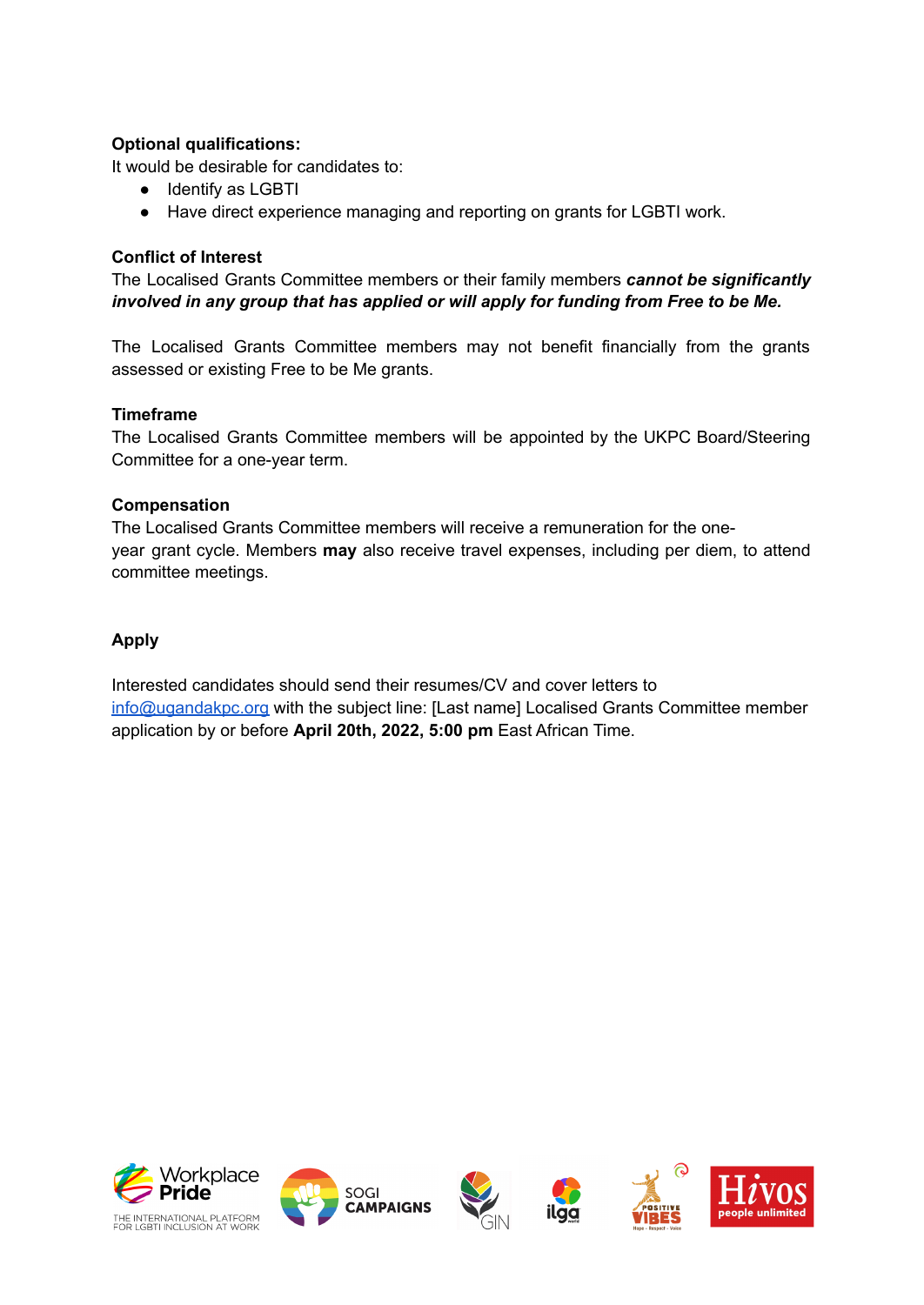**Optional qualifications:**

It would be desirable for candidates to:

- Identify as LGBTI
- Have direct experience managing and reporting on grants for LGBTI work.

**Conflict of Interest**

The Localised Grants Committee members or their family members ***cannot be significantly involved in any group that has applied or will apply for funding from Free to be Me.***

The Localised Grants Committee members may not benefit financially from the grants assessed or existing Free to be Me grants.

**Timeframe**

The Localised Grants Committee members will be appointed by the UKPC Board/Steering Committee for a one-year term.

**Compensation**

The Localised Grants Committee members will receive a remuneration for the one-year grant cycle. Members **may** also receive travel expenses, including per diem, to attend committee meetings.

**Apply**

Interested candidates should send their resumes/CV and cover letters to info@ugandakpc.org with the subject line: [Last name] Localised Grants Committee member application by or before **April 20th, 2022, 5:00 pm** East African Time.